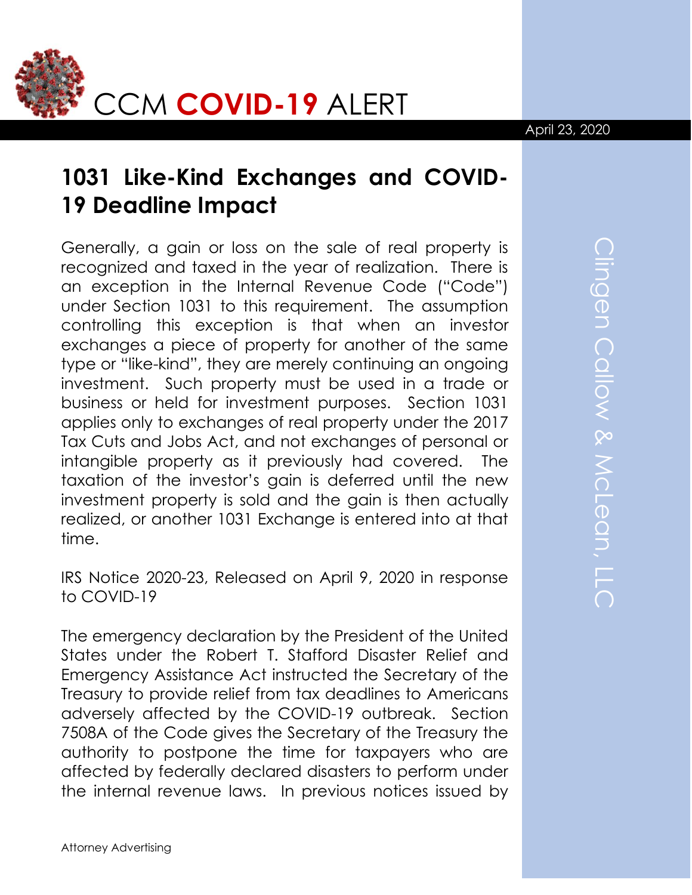# CCM **COVID-19** ALERT

April 23, 2020

## 1031 Like-Kind Exchanges and COVID-19 Deadline Impact

Generally, a gain or loss on the sale of real property is recognized and taxed in the year of realization. There is an exception in the Internal Revenue Code ("Code") under Section 1031 to this requirement. The assumption controlling this exception is that when an investor exchanges a piece of property for another of the same type or "like-kind", they are merely continuing an ongoing investment. Such property must be used in a trade or business or held for investment purposes. Section 1031 applies only to exchanges of real property under the 2017 Tax Cuts and Jobs Act, and not exchanges of personal or intangible property as it previously had covered. The taxation of the investor's gain is deferred until the new investment property is sold and the gain is then actually realized, or another 1031 Exchange is entered into at that time.

IRS Notice 2020-23, Released on April 9, 2020 in response to COVID-19

The emergency declaration by the President of the United States under the Robert T. Stafford Disaster Relief and Emergency Assistance Act instructed the Secretary of the Treasury to provide relief from tax deadlines to Americans adversely affected by the COVID-19 outbreak. Section 7508A of the Code gives the Secretary of the Treasury the authority to postpone the time for taxpayers who are affected by federally declared disasters to perform under the internal revenue laws. In previous notices issued by

Attorney Advertising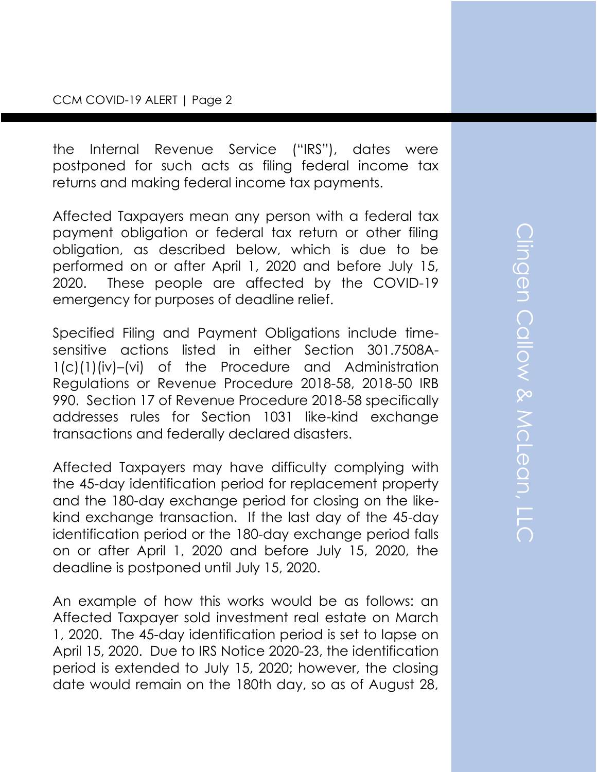the Internal Revenue Service ("IRS"), dates were postponed for such acts as filing federal income tax returns and making federal income tax payments.

Affected Taxpayers mean any person with a federal tax payment obligation or federal tax return or other filing obligation, as described below, which is due to be performed on or after April 1, 2020 and before July 15, 2020. These people are affected by the COVID-19 emergency for purposes of deadline relief.

Specified Filing and Payment Obligations include time-sensitive actions listed in either Section 301.7508A-1(c)(1)(iv)–(vi) of the Procedure and Administration Regulations or Revenue Procedure 2018-58, 2018-50 IRB 990. Section 17 of Revenue Procedure 2018-58 specifically addresses rules for Section 1031 like-kind exchange transactions and federally declared disasters.

Affected Taxpayers may have difficulty complying with the 45-day identification period for replacement property and the 180-day exchange period for closing on the like-kind exchange transaction. If the last day of the 45-day identification period or the 180-day exchange period falls on or after April 1, 2020 and before July 15, 2020, the deadline is postponed until July 15, 2020.

An example of how this works would be as follows: an Affected Taxpayer sold investment real estate on March 1, 2020. The 45-day identification period is set to lapse on April 15, 2020. Due to IRS Notice 2020-23, the identification period is extended to July 15, 2020; however, the closing date would remain on the 180th day, so as of August 28,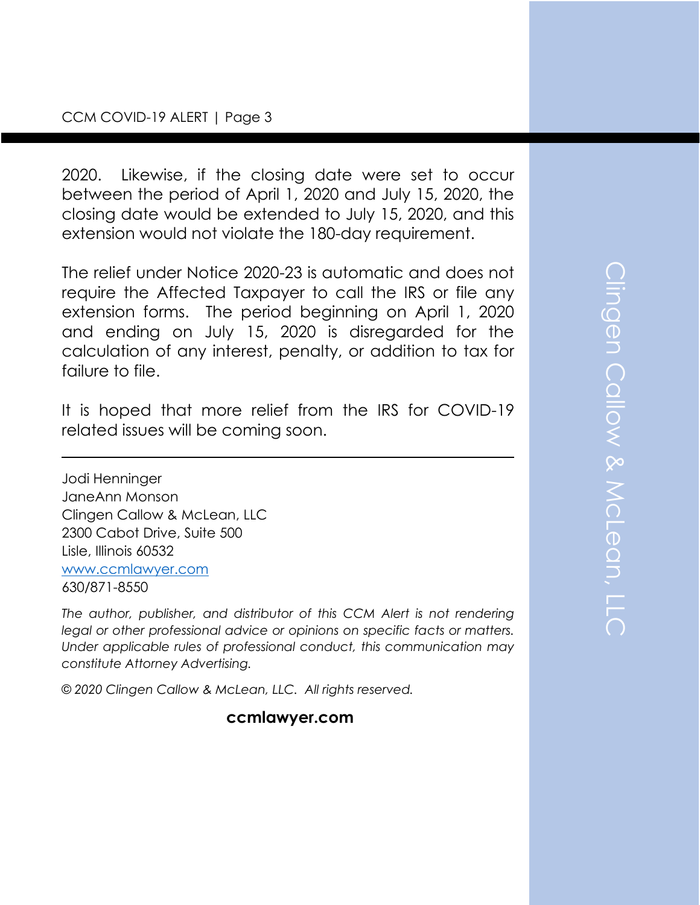2020. Likewise, if the closing date were set to occur between the period of April 1, 2020 and July 15, 2020, the closing date would be extended to July 15, 2020, and this extension would not violate the 180-day requirement.

The relief under Notice 2020-23 is automatic and does not require the Affected Taxpayer to call the IRS or file any extension forms. The period beginning on April 1, 2020 and ending on July 15, 2020 is disregarded for the calculation of any interest, penalty, or addition to tax for failure to file.

It is hoped that more relief from the IRS for COVID-19 related issues will be coming soon.

---

Jodi Henninger
JaneAnn Monson
Clingen Callow & McLean, LLC
2300 Cabot Drive, Suite 500
Lisle, Illinois 60532
[www.ccmlawyer.com](http://www.ccmlawyer.com)
630/871-8550

*The author, publisher, and distributor of this CCM Alert is not rendering legal or other professional advice or opinions on specific facts or matters. Under applicable rules of professional conduct, this communication may constitute Attorney Advertising.*

*© 2020 Clingen Callow & McLean, LLC. All rights reserved.*

**ccmlawyer.com**

Clingen Callow & McLean, LLC